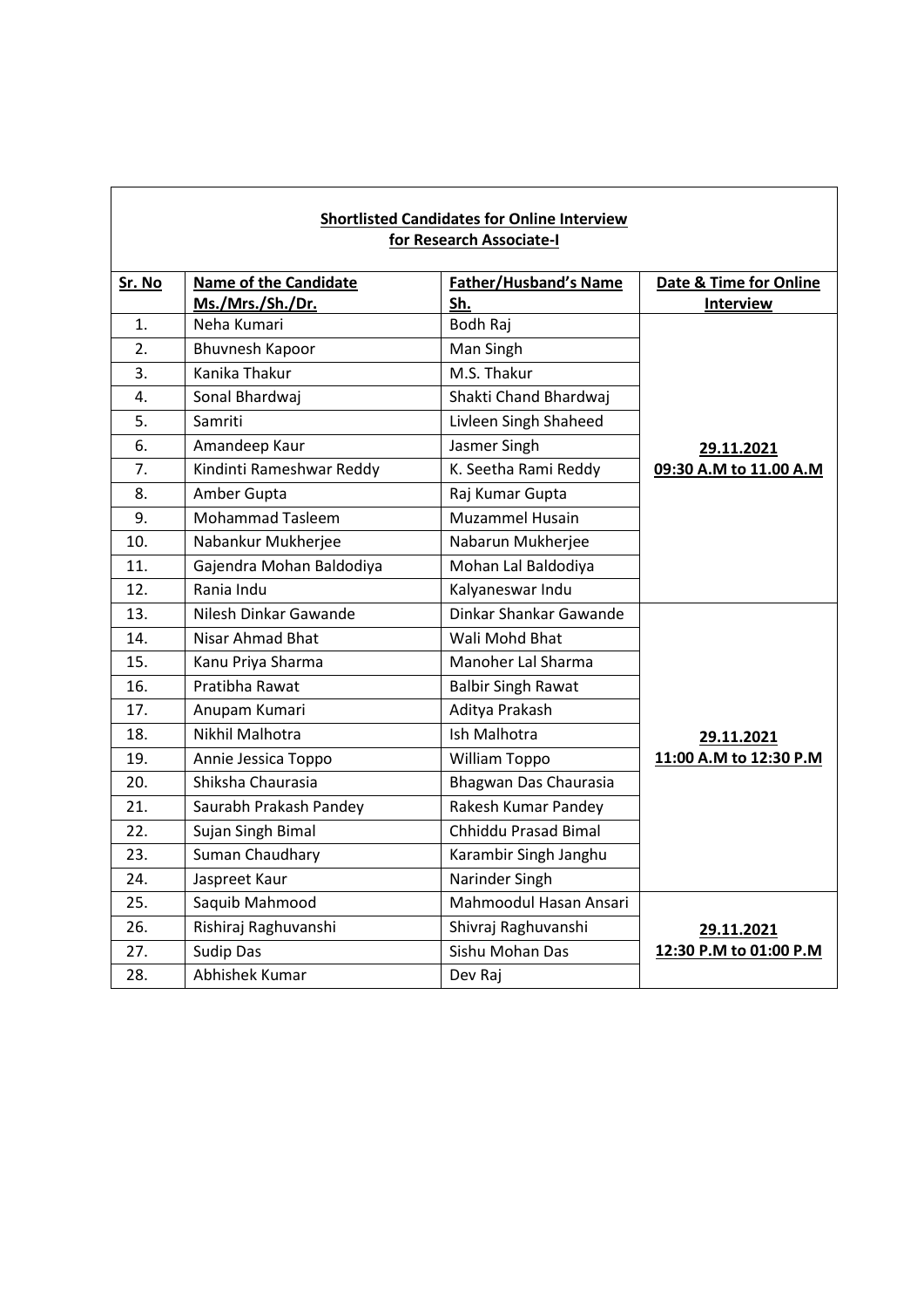**Shortlisted Candidates for Online Interview for Research Associate-I**

| Sr. No | Name of the Candidate Ms./Mrs./Sh./Dr. | Father/Husband's Name Sh. | Date & Time for Online Interview |
|---|---|---|---|
| 1. | Neha Kumari | Bodh Raj | **29.11.2021 09:30 A.M to 11.00 A.M** |
| 2. | Bhuvnesh Kapoor | Man Singh | |
| 3. | Kanika Thakur | M.S. Thakur | |
| 4. | Sonal Bhardwaj | Shakti Chand Bhardwaj | |
| 5. | Samriti | Livleen Singh Shaheed | |
| 6. | Amandeep Kaur | Jasmer Singh | |
| 7. | Kindinti Rameshwar Reddy | K. Seetha Rami Reddy | |
| 8. | Amber Gupta | Raj Kumar Gupta | |
| 9. | Mohammad Tasleem | Muzammel Husain | |
| 10. | Nabankur Mukherjee | Nabarun Mukherjee | |
| 11. | Gajendra Mohan Baldodiya | Mohan Lal Baldodiya | |
| 12. | Rania Indu | Kalyaneswar Indu | |
| 13. | Nilesh Dinkar Gawande | Dinkar Shankar Gawande | **29.11.2021 11:00 A.M to 12:30 P.M** |
| 14. | Nisar Ahmad Bhat | Wali Mohd Bhat | |
| 15. | Kanu Priya Sharma | Manoher Lal Sharma | |
| 16. | Pratibha Rawat | Balbir Singh Rawat | |
| 17. | Anupam Kumari | Aditya Prakash | |
| 18. | Nikhil Malhotra | Ish Malhotra | |
| 19. | Annie Jessica Toppo | William Toppo | |
| 20. | Shiksha Chaurasia | Bhagwan Das Chaurasia | |
| 21. | Saurabh Prakash Pandey | Rakesh Kumar Pandey | |
| 22. | Sujan Singh Bimal | Chhiddu Prasad Bimal | |
| 23. | Suman Chaudhary | Karambir Singh Janghu | |
| 24. | Jaspreet Kaur | Narinder Singh | |
| 25. | Saquib Mahmood | Mahmoodul Hasan Ansari | **29.11.2021 12:30 P.M to 01:00 P.M** |
| 26. | Rishiraj Raghuvanshi | Shivraj Raghuvanshi | |
| 27. | Sudip Das | Sishu Mohan Das | |
| 28. | Abhishek Kumar | Dev Raj | |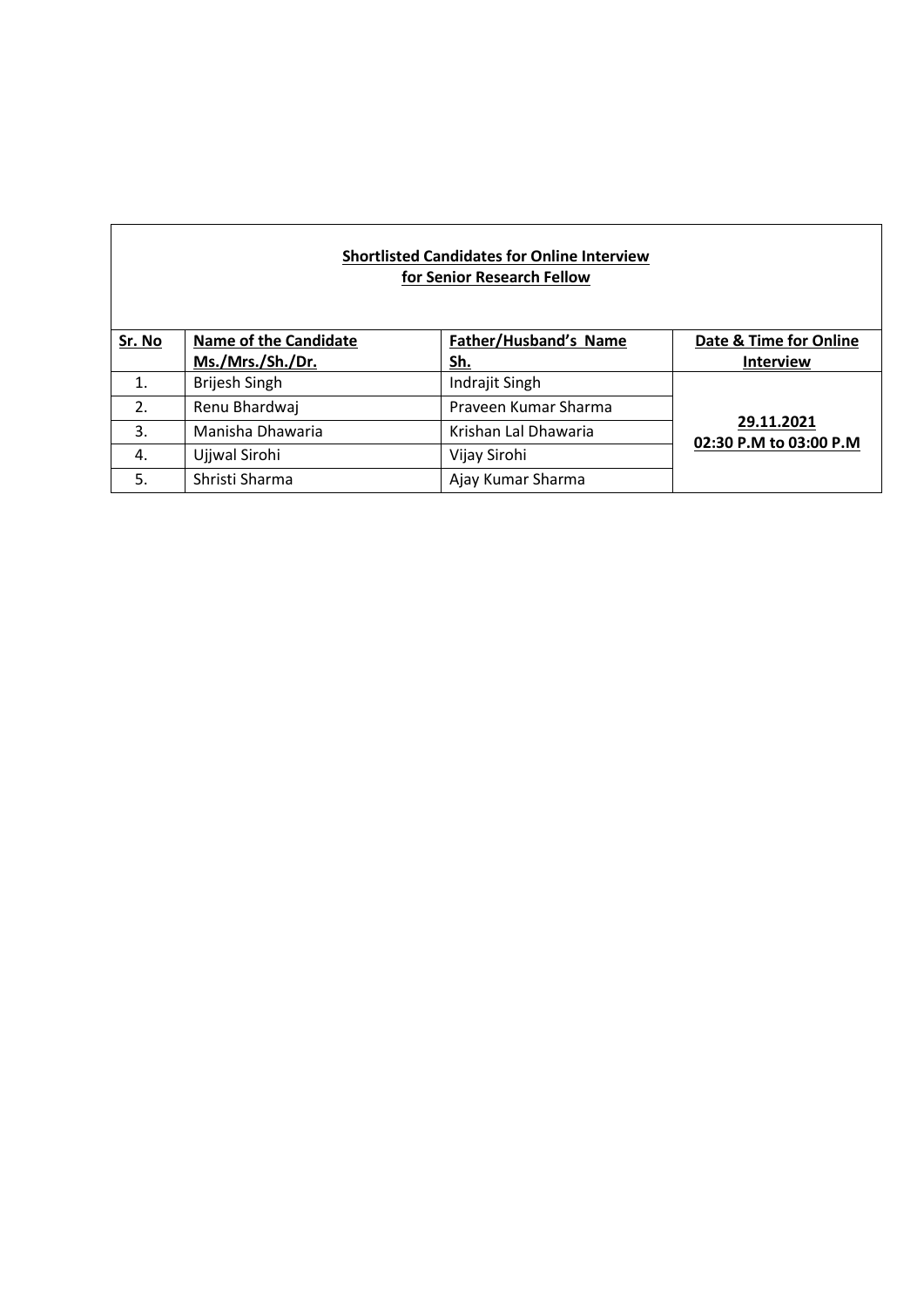**Shortlisted Candidates for Online Interview**
**for Senior Research Fellow**

| Sr. No | Name of the Candidate Ms./Mrs./Sh./Dr. | Father/Husband's Name Sh. | Date & Time for Online Interview |
|---|---|---|---|
| 1. | Brijesh Singh | Indrajit Singh | **29.11.2021 02:30 P.M to 03:00 P.M** |
| 2. | Renu Bhardwaj | Praveen Kumar Sharma | |
| 3. | Manisha Dhawaria | Krishan Lal Dhawaria | |
| 4. | Ujjwal Sirohi | Vijay Sirohi | |
| 5. | Shristi Sharma | Ajay Kumar Sharma | |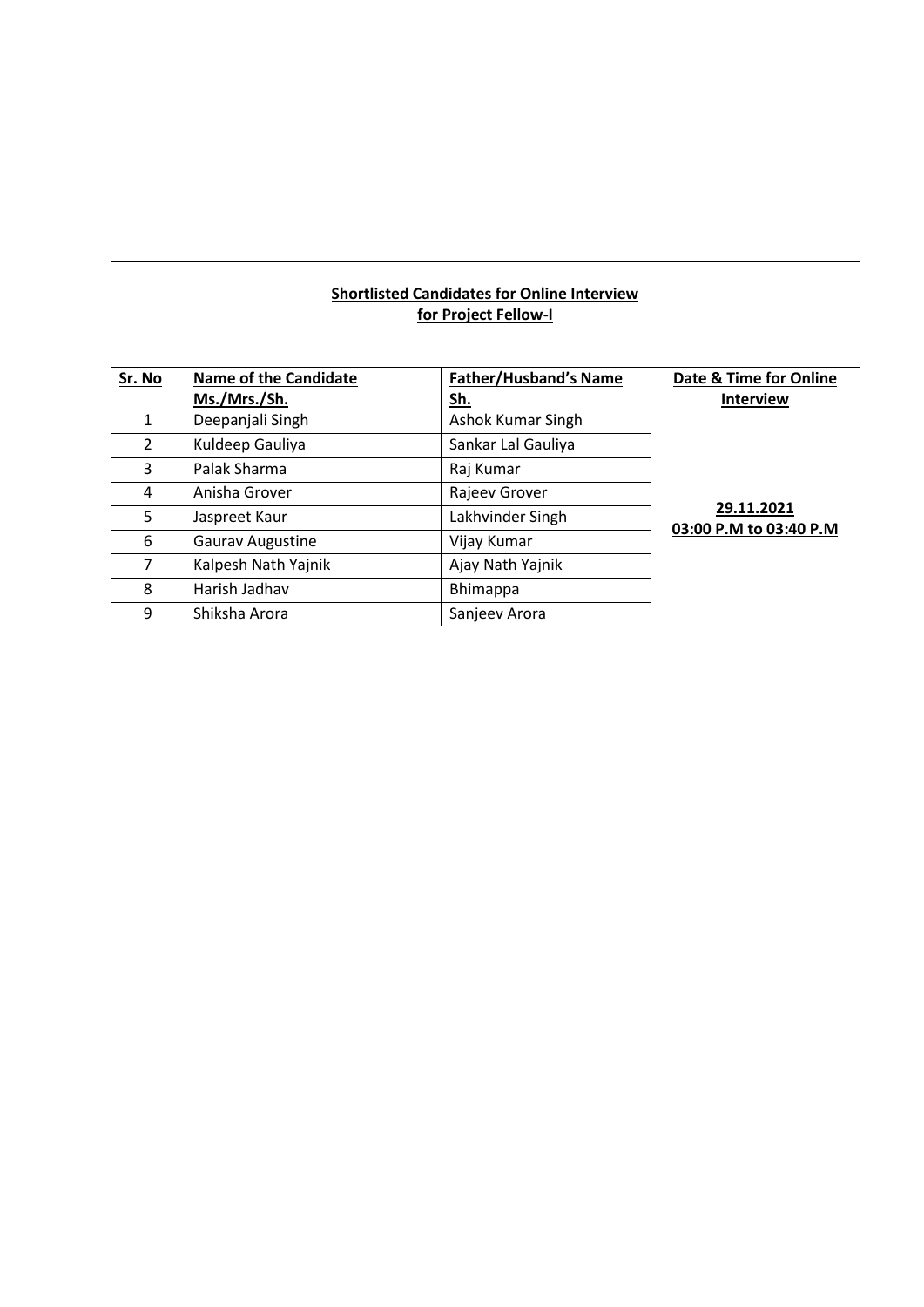**Shortlisted Candidates for Online Interview for Project Fellow-I**

| Sr. No | Name of the Candidate Ms./Mrs./Sh. | Father/Husband's Name Sh. | Date & Time for Online Interview |
|---|---|---|---|
| 1 | Deepanjali Singh | Ashok Kumar Singh | **29.11.2021 03:00 P.M to 03:40 P.M** |
| 2 | Kuldeep Gauliya | Sankar Lal Gauliya | |
| 3 | Palak Sharma | Raj Kumar | |
| 4 | Anisha Grover | Rajeev Grover | |
| 5 | Jaspreet Kaur | Lakhvinder Singh | |
| 6 | Gaurav Augustine | Vijay Kumar | |
| 7 | Kalpesh Nath Yajnik | Ajay Nath Yajnik | |
| 8 | Harish Jadhav | Bhimappa | |
| 9 | Shiksha Arora | Sanjeev Arora | |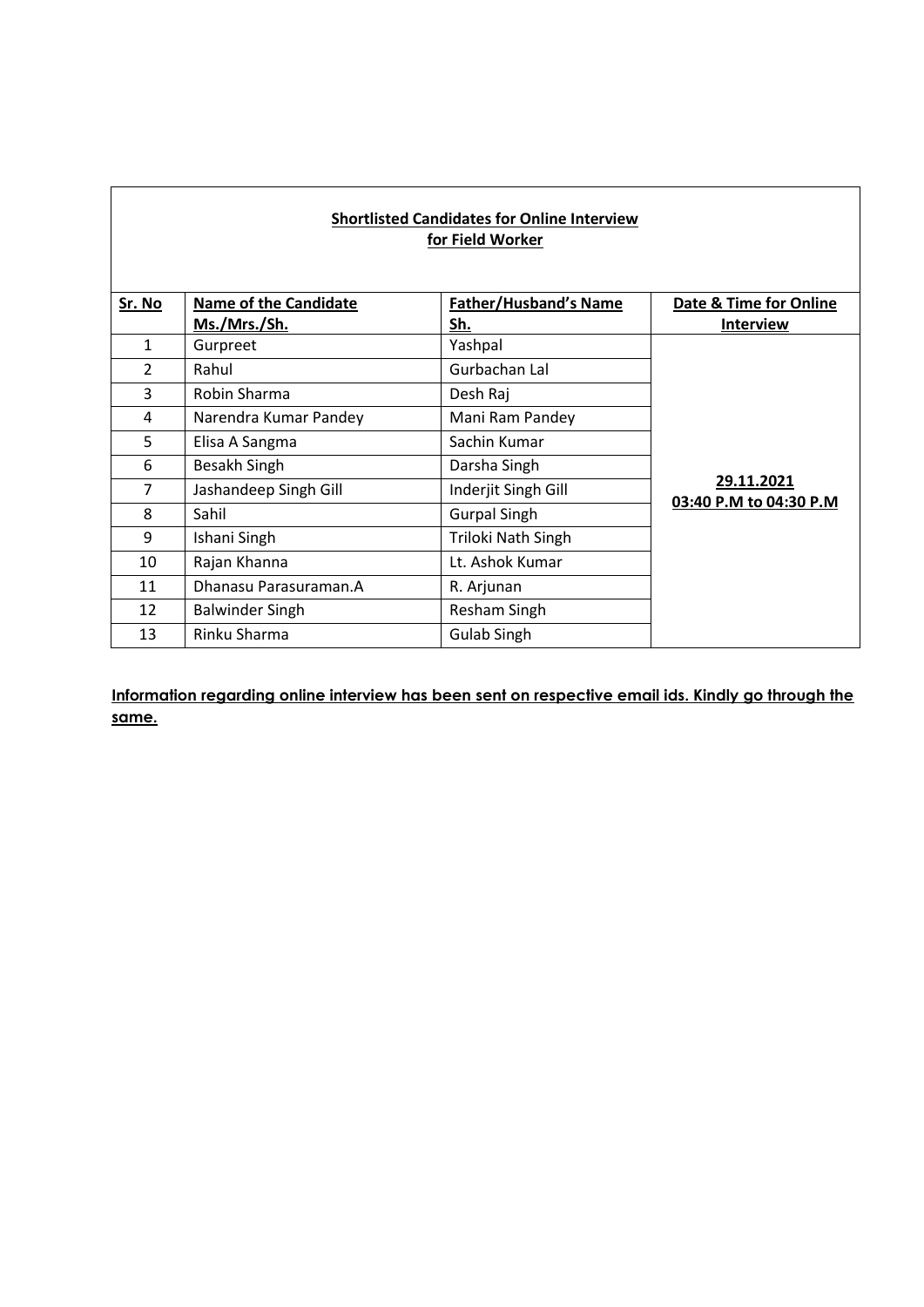**Shortlisted Candidates for Online Interview**
**for Field Worker**

| Sr. No | Name of the Candidate Ms./Mrs./Sh. | Father/Husband's Name Sh. | Date & Time for Online Interview |
|---|---|---|---|
| 1 | Gurpreet | Yashpal | 29.11.2021 03:40 P.M to 04:30 P.M |
| 2 | Rahul | Gurbachan Lal | |
| 3 | Robin Sharma | Desh Raj | |
| 4 | Narendra Kumar Pandey | Mani Ram Pandey | |
| 5 | Elisa A Sangma | Sachin Kumar | |
| 6 | Besakh Singh | Darsha Singh | |
| 7 | Jashandeep Singh Gill | Inderjit Singh Gill | |
| 8 | Sahil | Gurpal Singh | |
| 9 | Ishani Singh | Triloki Nath Singh | |
| 10 | Rajan Khanna | Lt. Ashok Kumar | |
| 11 | Dhanasu Parasuraman.A | R. Arjunan | |
| 12 | Balwinder Singh | Resham Singh | |
| 13 | Rinku Sharma | Gulab Singh | |

**Information regarding online interview has been sent on respective email ids. Kindly go through the same.**